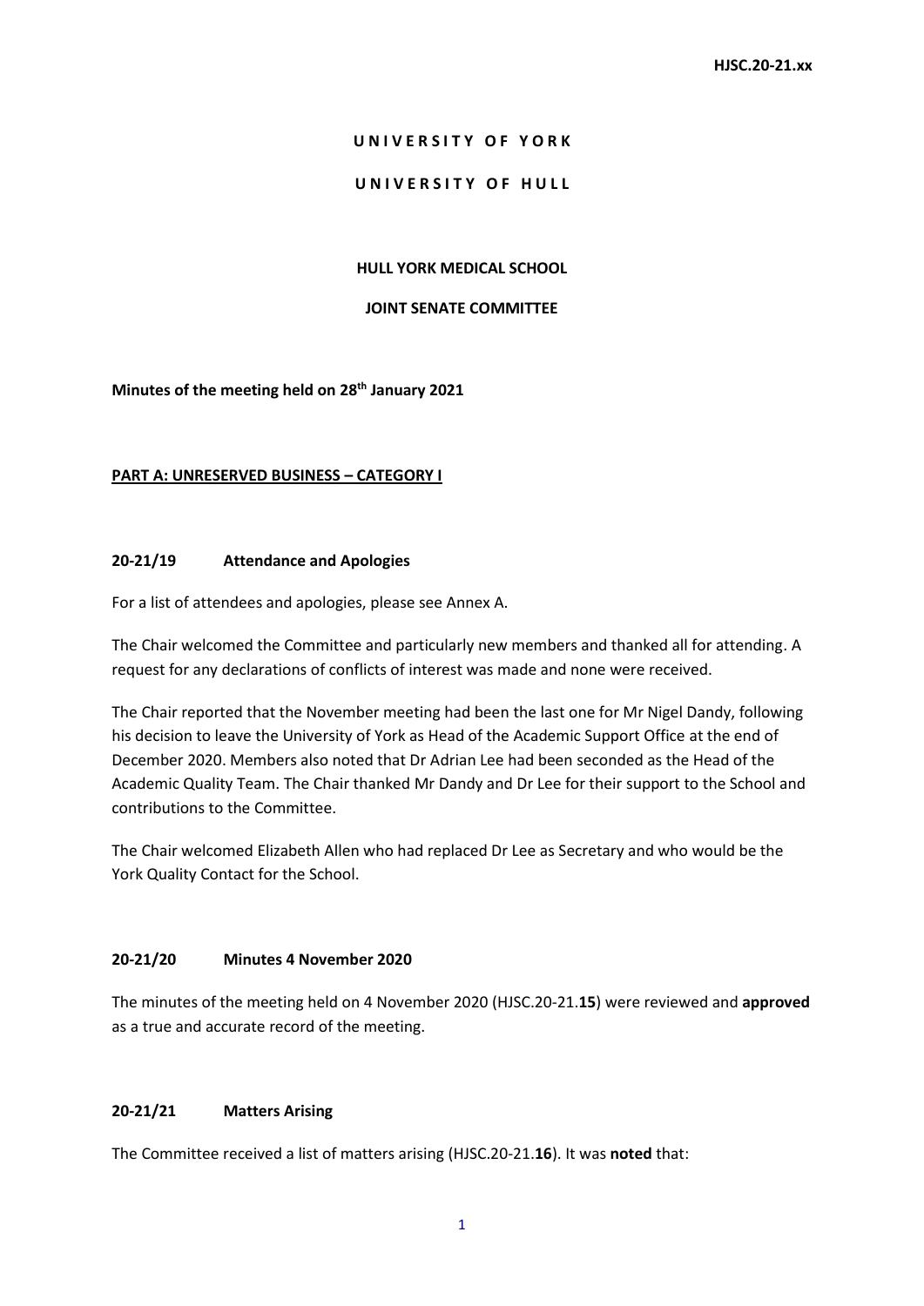HJSC.20-21.xx

**U N I V E R S I T Y   O F   Y O R K**

**U N I V E R S I T Y   O F   H U L L**

**HULL YORK MEDICAL SCHOOL**

**JOINT SENATE COMMITTEE**

**Minutes of the meeting held on 28th January 2021**

**PART A: UNRESERVED BUSINESS – CATEGORY I**

**20-21/19 Attendance and Apologies**

For a list of attendees and apologies, please see Annex A.

The Chair welcomed the Committee and particularly new members and thanked all for attending. A request for any declarations of conflicts of interest was made and none were received.

The Chair reported that the November meeting had been the last one for Mr Nigel Dandy, following his decision to leave the University of York as Head of the Academic Support Office at the end of December 2020. Members also noted that Dr Adrian Lee had been seconded as the Head of the Academic Quality Team. The Chair thanked Mr Dandy and Dr Lee for their support to the School and contributions to the Committee.

The Chair welcomed Elizabeth Allen who had replaced Dr Lee as Secretary and who would be the York Quality Contact for the School.

**20-21/20 Minutes 4 November 2020**

The minutes of the meeting held on 4 November 2020 (HJSC.20-21.**15**) were reviewed and **approved** as a true and accurate record of the meeting.

**20-21/21 Matters Arising**

The Committee received a list of matters arising (HJSC.20-21.**16**). It was **noted** that: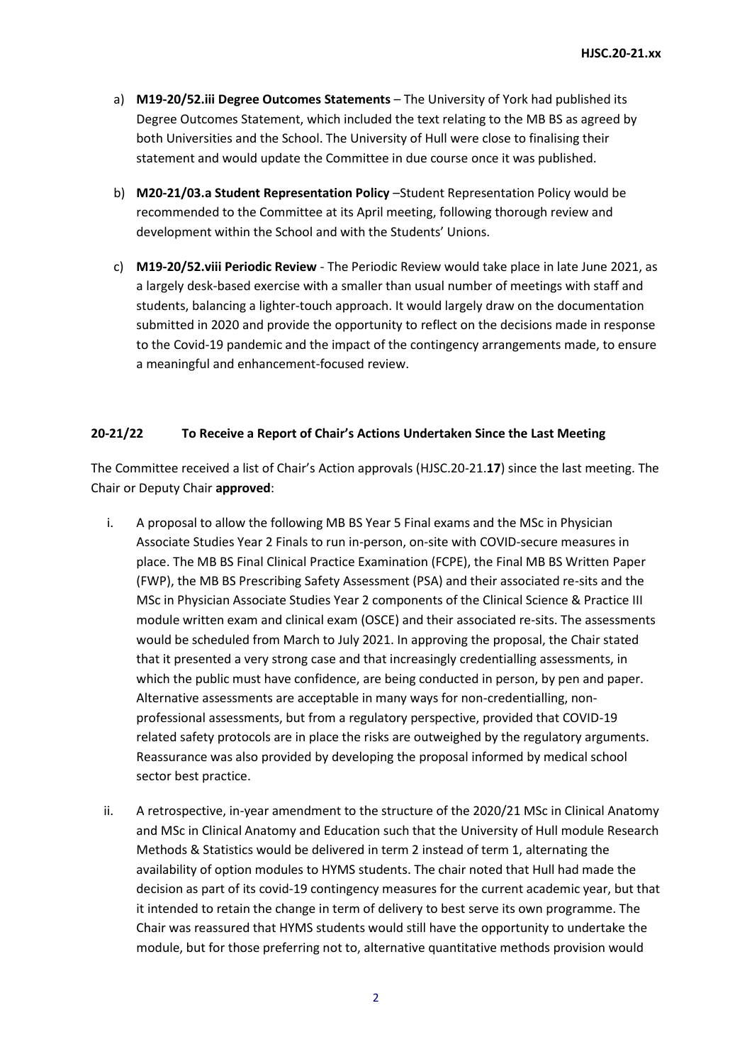a) **M19-20/52.iii Degree Outcomes Statements** – The University of York had published its Degree Outcomes Statement, which included the text relating to the MB BS as agreed by both Universities and the School. The University of Hull were close to finalising their statement and would update the Committee in due course once it was published.

b) **M20-21/03.a Student Representation Policy** –Student Representation Policy would be recommended to the Committee at its April meeting, following thorough review and development within the School and with the Students' Unions.

c) **M19-20/52.viii Periodic Review** - The Periodic Review would take place in late June 2021, as a largely desk-based exercise with a smaller than usual number of meetings with staff and students, balancing a lighter-touch approach. It would largely draw on the documentation submitted in 2020 and provide the opportunity to reflect on the decisions made in response to the Covid-19 pandemic and the impact of the contingency arrangements made, to ensure a meaningful and enhancement-focused review.

### 20-21/22 To Receive a Report of Chair's Actions Undertaken Since the Last Meeting

The Committee received a list of Chair's Action approvals (HJSC.20-21.**17**) since the last meeting. The Chair or Deputy Chair **approved**:

i. A proposal to allow the following MB BS Year 5 Final exams and the MSc in Physician Associate Studies Year 2 Finals to run in-person, on-site with COVID-secure measures in place. The MB BS Final Clinical Practice Examination (FCPE), the Final MB BS Written Paper (FWP), the MB BS Prescribing Safety Assessment (PSA) and their associated re-sits and the MSc in Physician Associate Studies Year 2 components of the Clinical Science & Practice III module written exam and clinical exam (OSCE) and their associated re-sits. The assessments would be scheduled from March to July 2021. In approving the proposal, the Chair stated that it presented a very strong case and that increasingly credentialling assessments, in which the public must have confidence, are being conducted in person, by pen and paper. Alternative assessments are acceptable in many ways for non-credentialling, non-professional assessments, but from a regulatory perspective, provided that COVID-19 related safety protocols are in place the risks are outweighed by the regulatory arguments. Reassurance was also provided by developing the proposal informed by medical school sector best practice.

ii. A retrospective, in-year amendment to the structure of the 2020/21 MSc in Clinical Anatomy and MSc in Clinical Anatomy and Education such that the University of Hull module Research Methods & Statistics would be delivered in term 2 instead of term 1, alternating the availability of option modules to HYMS students. The chair noted that Hull had made the decision as part of its covid-19 contingency measures for the current academic year, but that it intended to retain the change in term of delivery to best serve its own programme. The Chair was reassured that HYMS students would still have the opportunity to undertake the module, but for those preferring not to, alternative quantitative methods provision would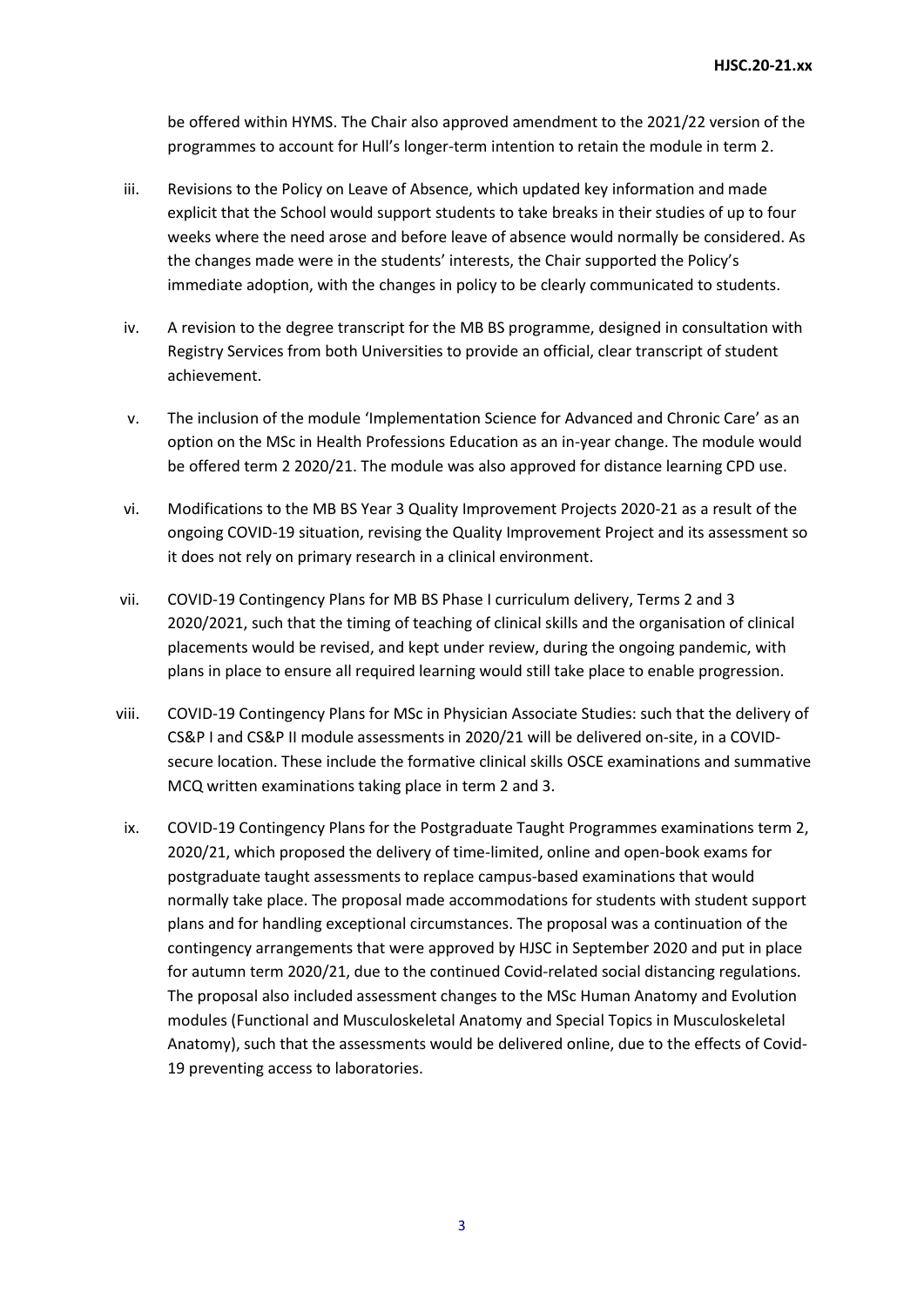be offered within HYMS. The Chair also approved amendment to the 2021/22 version of the programmes to account for Hull's longer-term intention to retain the module in term 2.

iii. Revisions to the Policy on Leave of Absence, which updated key information and made explicit that the School would support students to take breaks in their studies of up to four weeks where the need arose and before leave of absence would normally be considered. As the changes made were in the students' interests, the Chair supported the Policy's immediate adoption, with the changes in policy to be clearly communicated to students.

iv. A revision to the degree transcript for the MB BS programme, designed in consultation with Registry Services from both Universities to provide an official, clear transcript of student achievement.

v. The inclusion of the module 'Implementation Science for Advanced and Chronic Care' as an option on the MSc in Health Professions Education as an in-year change. The module would be offered term 2 2020/21. The module was also approved for distance learning CPD use.

vi. Modifications to the MB BS Year 3 Quality Improvement Projects 2020-21 as a result of the ongoing COVID-19 situation, revising the Quality Improvement Project and its assessment so it does not rely on primary research in a clinical environment.

vii. COVID-19 Contingency Plans for MB BS Phase I curriculum delivery, Terms 2 and 3 2020/2021, such that the timing of teaching of clinical skills and the organisation of clinical placements would be revised, and kept under review, during the ongoing pandemic, with plans in place to ensure all required learning would still take place to enable progression.

viii. COVID-19 Contingency Plans for MSc in Physician Associate Studies: such that the delivery of CS&P I and CS&P II module assessments in 2020/21 will be delivered on-site, in a COVID-secure location. These include the formative clinical skills OSCE examinations and summative MCQ written examinations taking place in term 2 and 3.

ix. COVID-19 Contingency Plans for the Postgraduate Taught Programmes examinations term 2, 2020/21, which proposed the delivery of time-limited, online and open-book exams for postgraduate taught assessments to replace campus-based examinations that would normally take place. The proposal made accommodations for students with student support plans and for handling exceptional circumstances. The proposal was a continuation of the contingency arrangements that were approved by HJSC in September 2020 and put in place for autumn term 2020/21, due to the continued Covid-related social distancing regulations. The proposal also included assessment changes to the MSc Human Anatomy and Evolution modules (Functional and Musculoskeletal Anatomy and Special Topics in Musculoskeletal Anatomy), such that the assessments would be delivered online, due to the effects of Covid-19 preventing access to laboratories.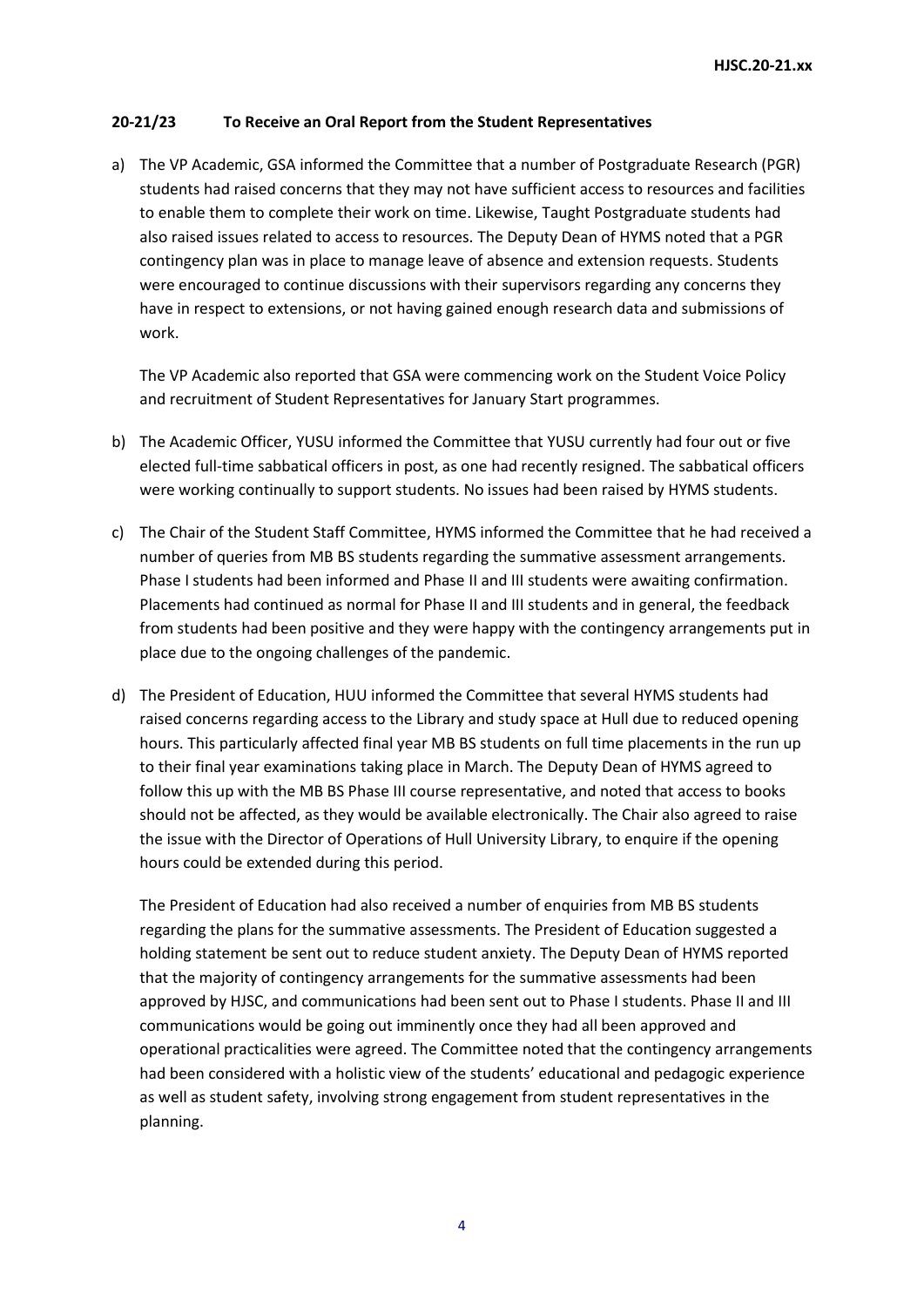**20-21/23 To Receive an Oral Report from the Student Representatives**

a) The VP Academic, GSA informed the Committee that a number of Postgraduate Research (PGR) students had raised concerns that they may not have sufficient access to resources and facilities to enable them to complete their work on time. Likewise, Taught Postgraduate students had also raised issues related to access to resources. The Deputy Dean of HYMS noted that a PGR contingency plan was in place to manage leave of absence and extension requests. Students were encouraged to continue discussions with their supervisors regarding any concerns they have in respect to extensions, or not having gained enough research data and submissions of work.

   The VP Academic also reported that GSA were commencing work on the Student Voice Policy and recruitment of Student Representatives for January Start programmes.

b) The Academic Officer, YUSU informed the Committee that YUSU currently had four out or five elected full-time sabbatical officers in post, as one had recently resigned. The sabbatical officers were working continually to support students. No issues had been raised by HYMS students.

c) The Chair of the Student Staff Committee, HYMS informed the Committee that he had received a number of queries from MB BS students regarding the summative assessment arrangements. Phase I students had been informed and Phase II and III students were awaiting confirmation. Placements had continued as normal for Phase II and III students and in general, the feedback from students had been positive and they were happy with the contingency arrangements put in place due to the ongoing challenges of the pandemic.

d) The President of Education, HUU informed the Committee that several HYMS students had raised concerns regarding access to the Library and study space at Hull due to reduced opening hours. This particularly affected final year MB BS students on full time placements in the run up to their final year examinations taking place in March. The Deputy Dean of HYMS agreed to follow this up with the MB BS Phase III course representative, and noted that access to books should not be affected, as they would be available electronically. The Chair also agreed to raise the issue with the Director of Operations of Hull University Library, to enquire if the opening hours could be extended during this period.

   The President of Education had also received a number of enquiries from MB BS students regarding the plans for the summative assessments. The President of Education suggested a holding statement be sent out to reduce student anxiety. The Deputy Dean of HYMS reported that the majority of contingency arrangements for the summative assessments had been approved by HJSC, and communications had been sent out to Phase I students. Phase II and III communications would be going out imminently once they had all been approved and operational practicalities were agreed. The Committee noted that the contingency arrangements had been considered with a holistic view of the students' educational and pedagogic experience as well as student safety, involving strong engagement from student representatives in the planning.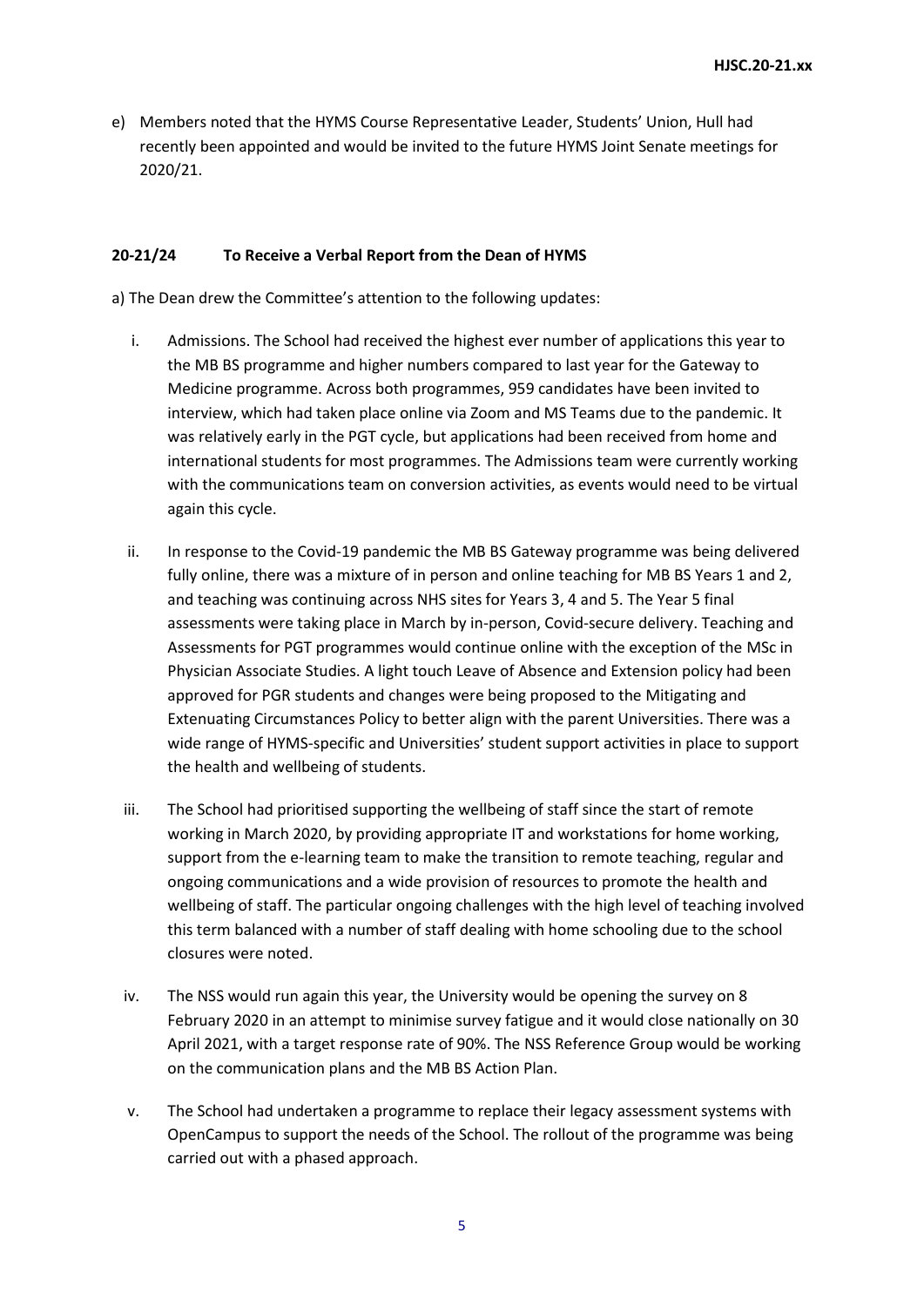e) Members noted that the HYMS Course Representative Leader, Students' Union, Hull had recently been appointed and would be invited to the future HYMS Joint Senate meetings for 2020/21.

**20-21/24 To Receive a Verbal Report from the Dean of HYMS**

a) The Dean drew the Committee's attention to the following updates:

i. Admissions. The School had received the highest ever number of applications this year to the MB BS programme and higher numbers compared to last year for the Gateway to Medicine programme. Across both programmes, 959 candidates have been invited to interview, which had taken place online via Zoom and MS Teams due to the pandemic. It was relatively early in the PGT cycle, but applications had been received from home and international students for most programmes. The Admissions team were currently working with the communications team on conversion activities, as events would need to be virtual again this cycle.

ii. In response to the Covid-19 pandemic the MB BS Gateway programme was being delivered fully online, there was a mixture of in person and online teaching for MB BS Years 1 and 2, and teaching was continuing across NHS sites for Years 3, 4 and 5. The Year 5 final assessments were taking place in March by in-person, Covid-secure delivery. Teaching and Assessments for PGT programmes would continue online with the exception of the MSc in Physician Associate Studies. A light touch Leave of Absence and Extension policy had been approved for PGR students and changes were being proposed to the Mitigating and Extenuating Circumstances Policy to better align with the parent Universities. There was a wide range of HYMS-specific and Universities' student support activities in place to support the health and wellbeing of students.

iii. The School had prioritised supporting the wellbeing of staff since the start of remote working in March 2020, by providing appropriate IT and workstations for home working, support from the e-learning team to make the transition to remote teaching, regular and ongoing communications and a wide provision of resources to promote the health and wellbeing of staff. The particular ongoing challenges with the high level of teaching involved this term balanced with a number of staff dealing with home schooling due to the school closures were noted.

iv. The NSS would run again this year, the University would be opening the survey on 8 February 2020 in an attempt to minimise survey fatigue and it would close nationally on 30 April 2021, with a target response rate of 90%. The NSS Reference Group would be working on the communication plans and the MB BS Action Plan.

v. The School had undertaken a programme to replace their legacy assessment systems with OpenCampus to support the needs of the School. The rollout of the programme was being carried out with a phased approach.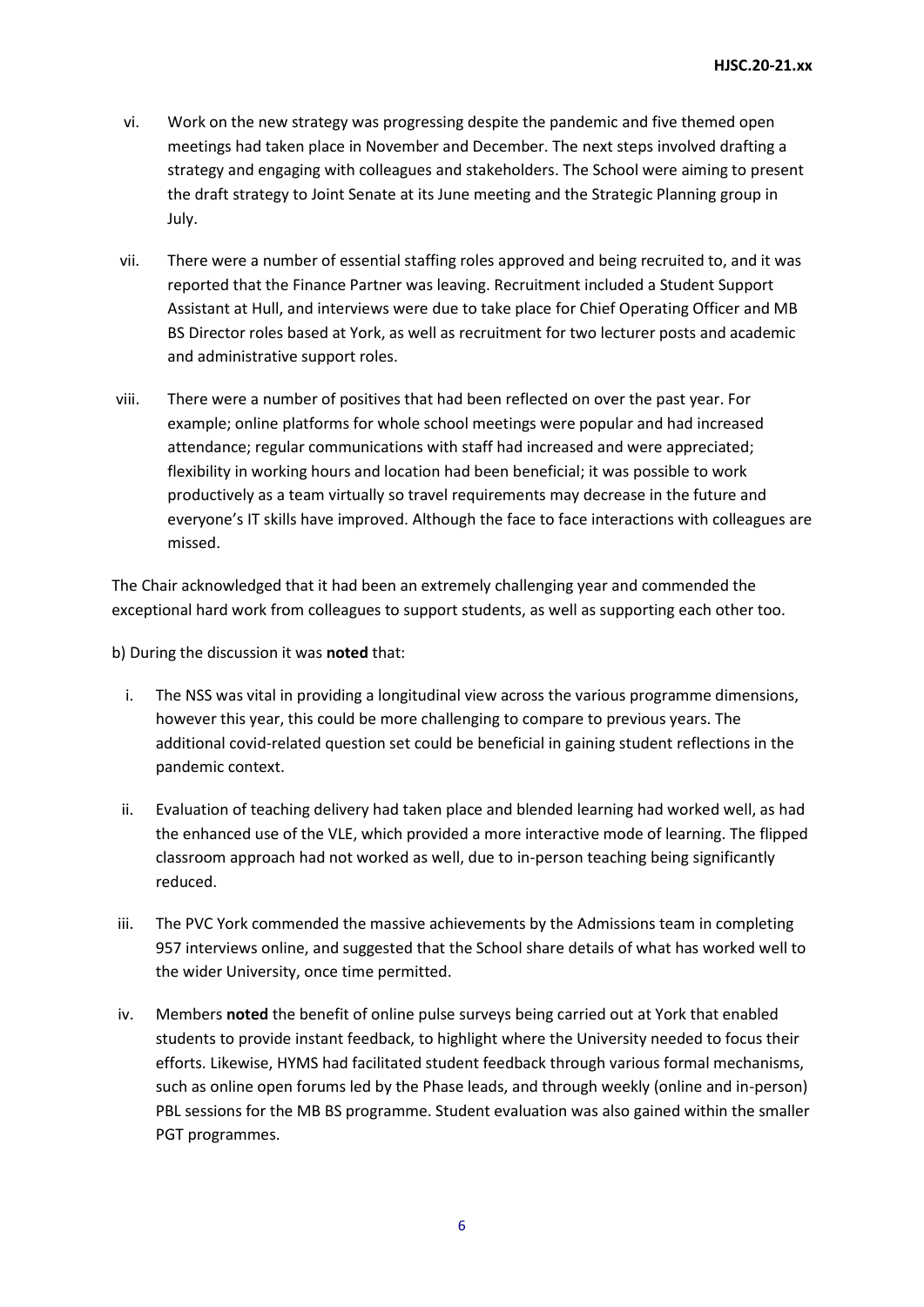vi. Work on the new strategy was progressing despite the pandemic and five themed open meetings had taken place in November and December. The next steps involved drafting a strategy and engaging with colleagues and stakeholders. The School were aiming to present the draft strategy to Joint Senate at its June meeting and the Strategic Planning group in July.

vii. There were a number of essential staffing roles approved and being recruited to, and it was reported that the Finance Partner was leaving. Recruitment included a Student Support Assistant at Hull, and interviews were due to take place for Chief Operating Officer and MB BS Director roles based at York, as well as recruitment for two lecturer posts and academic and administrative support roles.

viii. There were a number of positives that had been reflected on over the past year. For example; online platforms for whole school meetings were popular and had increased attendance; regular communications with staff had increased and were appreciated; flexibility in working hours and location had been beneficial; it was possible to work productively as a team virtually so travel requirements may decrease in the future and everyone's IT skills have improved. Although the face to face interactions with colleagues are missed.

The Chair acknowledged that it had been an extremely challenging year and commended the exceptional hard work from colleagues to support students, as well as supporting each other too.

b) During the discussion it was **noted** that:

i. The NSS was vital in providing a longitudinal view across the various programme dimensions, however this year, this could be more challenging to compare to previous years. The additional covid-related question set could be beneficial in gaining student reflections in the pandemic context.

ii. Evaluation of teaching delivery had taken place and blended learning had worked well, as had the enhanced use of the VLE, which provided a more interactive mode of learning. The flipped classroom approach had not worked as well, due to in-person teaching being significantly reduced.

iii. The PVC York commended the massive achievements by the Admissions team in completing 957 interviews online, and suggested that the School share details of what has worked well to the wider University, once time permitted.

iv. Members **noted** the benefit of online pulse surveys being carried out at York that enabled students to provide instant feedback, to highlight where the University needed to focus their efforts. Likewise, HYMS had facilitated student feedback through various formal mechanisms, such as online open forums led by the Phase leads, and through weekly (online and in-person) PBL sessions for the MB BS programme. Student evaluation was also gained within the smaller PGT programmes.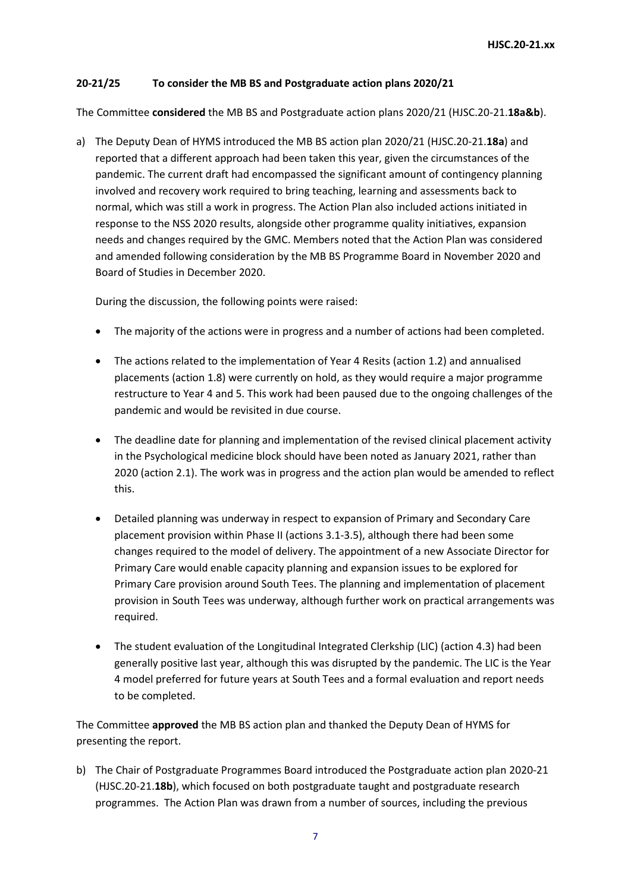**20-21/25 To consider the MB BS and Postgraduate action plans 2020/21**

The Committee **considered** the MB BS and Postgraduate action plans 2020/21 (HJSC.20-21.**18a&b**).

a) The Deputy Dean of HYMS introduced the MB BS action plan 2020/21 (HJSC.20-21.**18a**) and reported that a different approach had been taken this year, given the circumstances of the pandemic. The current draft had encompassed the significant amount of contingency planning involved and recovery work required to bring teaching, learning and assessments back to normal, which was still a work in progress. The Action Plan also included actions initiated in response to the NSS 2020 results, alongside other programme quality initiatives, expansion needs and changes required by the GMC. Members noted that the Action Plan was considered and amended following consideration by the MB BS Programme Board in November 2020 and Board of Studies in December 2020.

   During the discussion, the following points were raised:

   - The majority of the actions were in progress and a number of actions had been completed.
   - The actions related to the implementation of Year 4 Resits (action 1.2) and annualised placements (action 1.8) were currently on hold, as they would require a major programme restructure to Year 4 and 5. This work had been paused due to the ongoing challenges of the pandemic and would be revisited in due course.
   - The deadline date for planning and implementation of the revised clinical placement activity in the Psychological medicine block should have been noted as January 2021, rather than 2020 (action 2.1). The work was in progress and the action plan would be amended to reflect this.
   - Detailed planning was underway in respect to expansion of Primary and Secondary Care placement provision within Phase II (actions 3.1-3.5), although there had been some changes required to the model of delivery. The appointment of a new Associate Director for Primary Care would enable capacity planning and expansion issues to be explored for Primary Care provision around South Tees. The planning and implementation of placement provision in South Tees was underway, although further work on practical arrangements was required.
   - The student evaluation of the Longitudinal Integrated Clerkship (LIC) (action 4.3) had been generally positive last year, although this was disrupted by the pandemic. The LIC is the Year 4 model preferred for future years at South Tees and a formal evaluation and report needs to be completed.

The Committee **approved** the MB BS action plan and thanked the Deputy Dean of HYMS for presenting the report.

b) The Chair of Postgraduate Programmes Board introduced the Postgraduate action plan 2020-21 (HJSC.20-21.**18b**), which focused on both postgraduate taught and postgraduate research programmes. The Action Plan was drawn from a number of sources, including the previous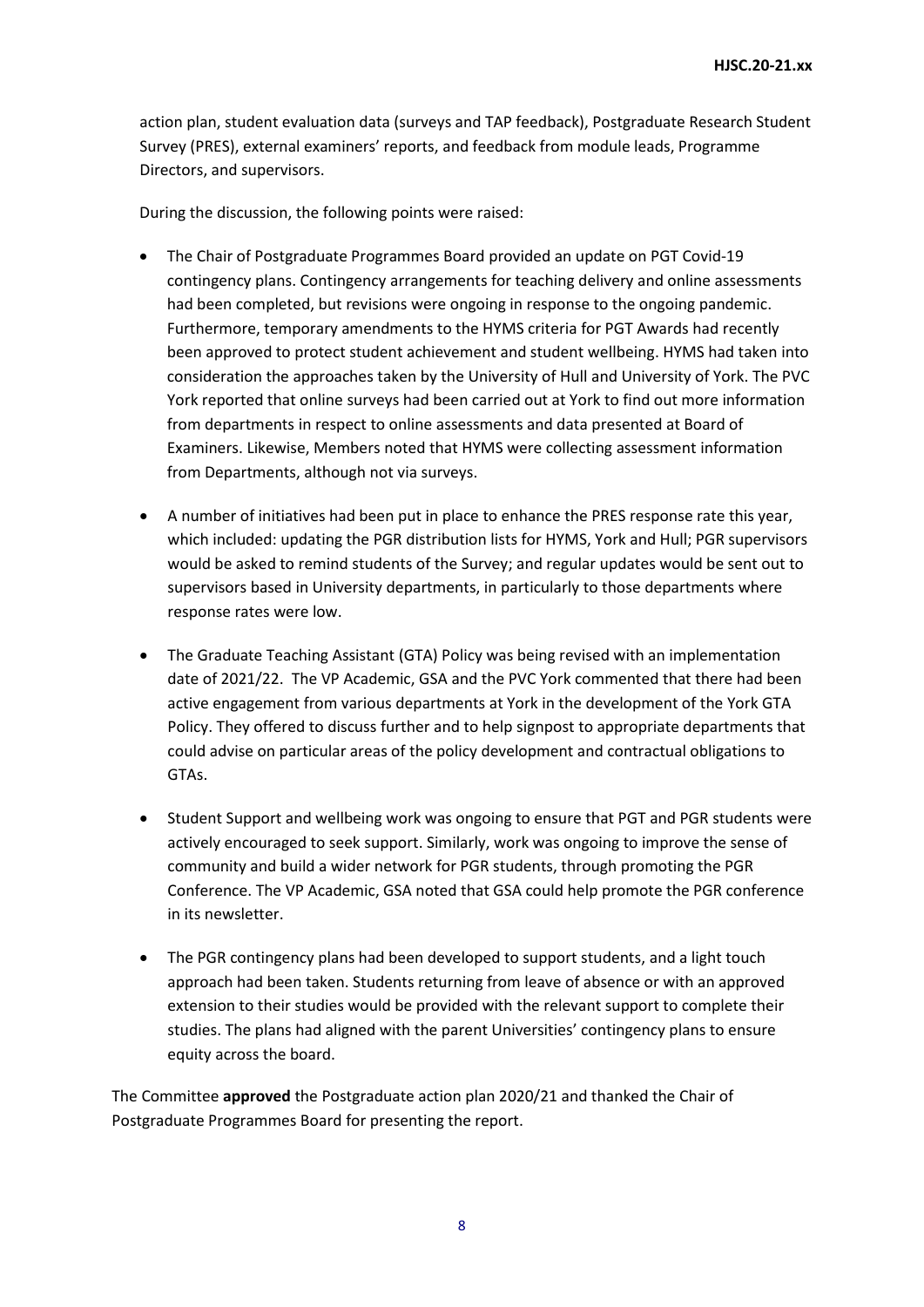action plan, student evaluation data (surveys and TAP feedback), Postgraduate Research Student Survey (PRES), external examiners' reports, and feedback from module leads, Programme Directors, and supervisors.

During the discussion, the following points were raised:

- The Chair of Postgraduate Programmes Board provided an update on PGT Covid-19 contingency plans. Contingency arrangements for teaching delivery and online assessments had been completed, but revisions were ongoing in response to the ongoing pandemic. Furthermore, temporary amendments to the HYMS criteria for PGT Awards had recently been approved to protect student achievement and student wellbeing. HYMS had taken into consideration the approaches taken by the University of Hull and University of York. The PVC York reported that online surveys had been carried out at York to find out more information from departments in respect to online assessments and data presented at Board of Examiners. Likewise, Members noted that HYMS were collecting assessment information from Departments, although not via surveys.

- A number of initiatives had been put in place to enhance the PRES response rate this year, which included: updating the PGR distribution lists for HYMS, York and Hull; PGR supervisors would be asked to remind students of the Survey; and regular updates would be sent out to supervisors based in University departments, in particularly to those departments where response rates were low.

- The Graduate Teaching Assistant (GTA) Policy was being revised with an implementation date of 2021/22. The VP Academic, GSA and the PVC York commented that there had been active engagement from various departments at York in the development of the York GTA Policy. They offered to discuss further and to help signpost to appropriate departments that could advise on particular areas of the policy development and contractual obligations to GTAs.

- Student Support and wellbeing work was ongoing to ensure that PGT and PGR students were actively encouraged to seek support. Similarly, work was ongoing to improve the sense of community and build a wider network for PGR students, through promoting the PGR Conference. The VP Academic, GSA noted that GSA could help promote the PGR conference in its newsletter.

- The PGR contingency plans had been developed to support students, and a light touch approach had been taken. Students returning from leave of absence or with an approved extension to their studies would be provided with the relevant support to complete their studies. The plans had aligned with the parent Universities' contingency plans to ensure equity across the board.

The Committee **approved** the Postgraduate action plan 2020/21 and thanked the Chair of Postgraduate Programmes Board for presenting the report.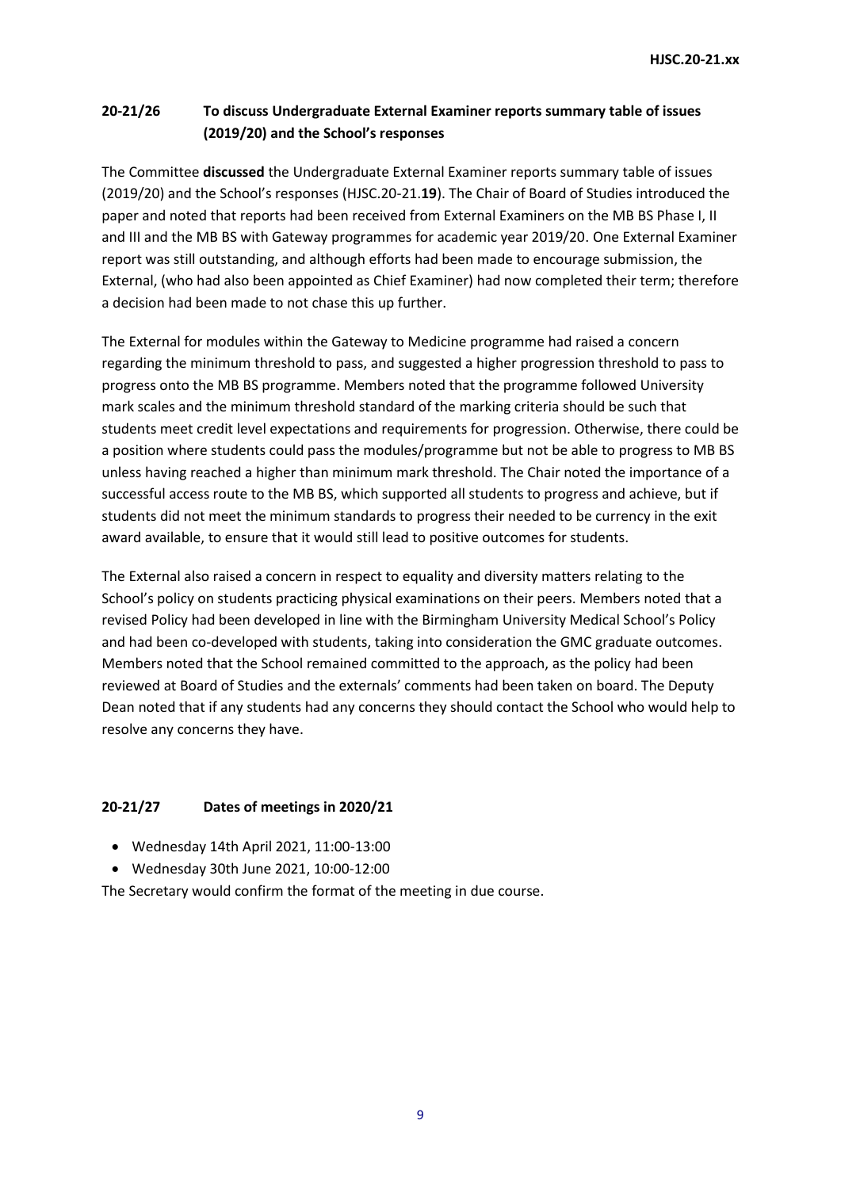## 20-21/26 To discuss Undergraduate External Examiner reports summary table of issues (2019/20) and the School's responses

The Committee **discussed** the Undergraduate External Examiner reports summary table of issues (2019/20) and the School's responses (HJSC.20-21.**19**). The Chair of Board of Studies introduced the paper and noted that reports had been received from External Examiners on the MB BS Phase I, II and III and the MB BS with Gateway programmes for academic year 2019/20. One External Examiner report was still outstanding, and although efforts had been made to encourage submission, the External, (who had also been appointed as Chief Examiner) had now completed their term; therefore a decision had been made to not chase this up further.

The External for modules within the Gateway to Medicine programme had raised a concern regarding the minimum threshold to pass, and suggested a higher progression threshold to pass to progress onto the MB BS programme. Members noted that the programme followed University mark scales and the minimum threshold standard of the marking criteria should be such that students meet credit level expectations and requirements for progression. Otherwise, there could be a position where students could pass the modules/programme but not be able to progress to MB BS unless having reached a higher than minimum mark threshold. The Chair noted the importance of a successful access route to the MB BS, which supported all students to progress and achieve, but if students did not meet the minimum standards to progress their needed to be currency in the exit award available, to ensure that it would still lead to positive outcomes for students.

The External also raised a concern in respect to equality and diversity matters relating to the School's policy on students practicing physical examinations on their peers. Members noted that a revised Policy had been developed in line with the Birmingham University Medical School's Policy and had been co-developed with students, taking into consideration the GMC graduate outcomes. Members noted that the School remained committed to the approach, as the policy had been reviewed at Board of Studies and the externals' comments had been taken on board. The Deputy Dean noted that if any students had any concerns they should contact the School who would help to resolve any concerns they have.

## 20-21/27 Dates of meetings in 2020/21

- Wednesday 14th April 2021, 11:00-13:00
- Wednesday 30th June 2021, 10:00-12:00

The Secretary would confirm the format of the meeting in due course.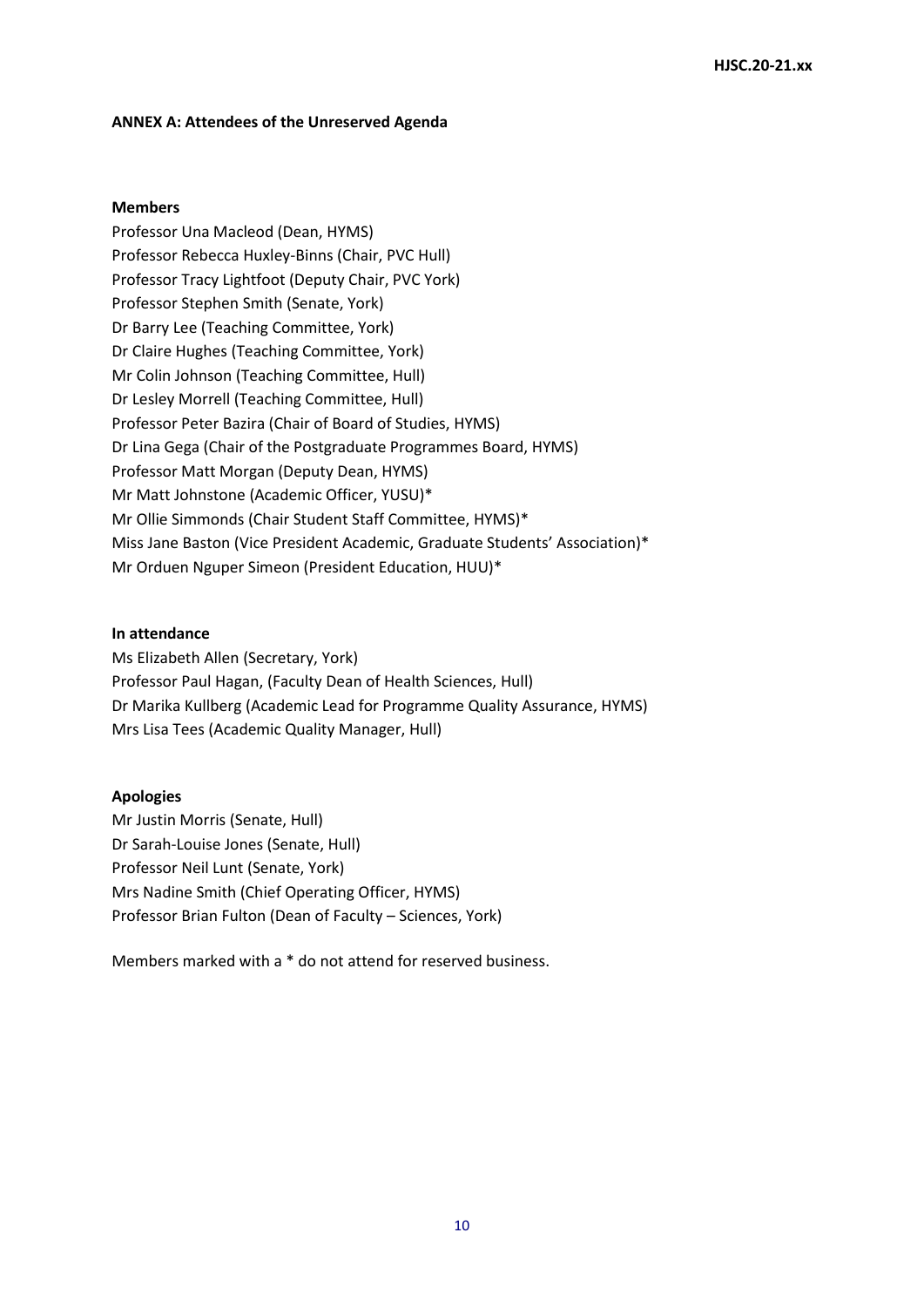**ANNEX A: Attendees of the Unreserved Agenda**

**Members**

Professor Una Macleod (Dean, HYMS)
Professor Rebecca Huxley-Binns (Chair, PVC Hull)
Professor Tracy Lightfoot (Deputy Chair, PVC York)
Professor Stephen Smith (Senate, York)
Dr Barry Lee (Teaching Committee, York)
Dr Claire Hughes (Teaching Committee, York)
Mr Colin Johnson (Teaching Committee, Hull)
Dr Lesley Morrell (Teaching Committee, Hull)
Professor Peter Bazira (Chair of Board of Studies, HYMS)
Dr Lina Gega (Chair of the Postgraduate Programmes Board, HYMS)
Professor Matt Morgan (Deputy Dean, HYMS)
Mr Matt Johnstone (Academic Officer, YUSU)*
Mr Ollie Simmonds (Chair Student Staff Committee, HYMS)*
Miss Jane Baston (Vice President Academic, Graduate Students' Association)*
Mr Orduen Nguper Simeon (President Education, HUU)*

**In attendance**

Ms Elizabeth Allen (Secretary, York)
Professor Paul Hagan, (Faculty Dean of Health Sciences, Hull)
Dr Marika Kullberg (Academic Lead for Programme Quality Assurance, HYMS)
Mrs Lisa Tees (Academic Quality Manager, Hull)

**Apologies**

Mr Justin Morris (Senate, Hull)
Dr Sarah-Louise Jones (Senate, Hull)
Professor Neil Lunt (Senate, York)
Mrs Nadine Smith (Chief Operating Officer, HYMS)
Professor Brian Fulton (Dean of Faculty – Sciences, York)

Members marked with a * do not attend for reserved business.